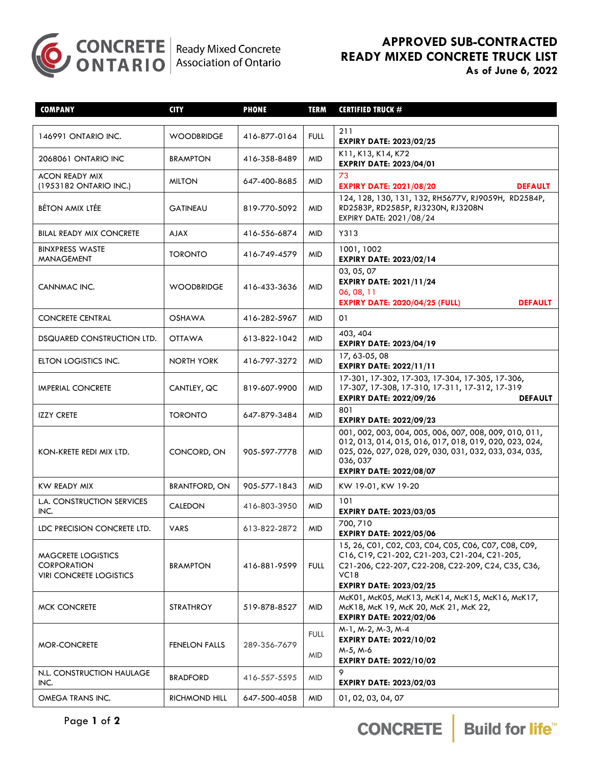**CONCRETE ONTARIO** | Ready Mixed Concrete Association of Ontario

# APPROVED SUB-CONTRACTED READY MIXED CONCRETE TRUCK LIST

**As of June 6, 2022**

| COMPANY | CITY | PHONE | TERM | CERTIFIED TRUCK # |
|---|---|---|---|---|
| 146991 ONTARIO INC. | WOODBRIDGE | 416-877-0164 | FULL | 211<br>**EXPIRY DATE: 2023/02/25** |
| 2068061 ONTARIO INC | BRAMPTON | 416-358-8489 | MID | K11, K13, K14, K72<br>**EXPRIY DATE: 2023/04/01** |
| ACON READY MIX (1953182 ONTARIO INC.) | MILTON | 647-400-8685 | MID | 73<br>**EXPIRY DATE: 2021/08/20** **DEFAULT** |
| BÉTON AMIX LTÉE | GATINEAU | 819-770-5092 | MID | 124, 128, 130, 131, 132, RH5677V, RJ9059H, RD2584P, RD2583P, RD2585P, RJ3230N, RJ3208N<br>EXPIRY DATE: 2021/08/24 |
| BILAL READY MIX CONCRETE | AJAX | 416-556-6874 | MID | Y313 |
| BINXPRESS WASTE MANAGEMENT | TORONTO | 416-749-4579 | MID | 1001, 1002<br>**EXPIRY DATE: 2023/02/14** |
| CANNMAC INC. | WOODBRIDGE | 416-433-3636 | MID | 03, 05, 07<br>**EXPIRY DATE: 2021/11/24**<br>06, 08, 11<br>**EXPIRY DATE: 2020/04/25 (FULL)** **DEFAULT** |
| CONCRETE CENTRAL | OSHAWA | 416-282-5967 | MID | 01 |
| DSQUARED CONSTRUCTION LTD. | OTTAWA | 613-822-1042 | MID | 403, 404<br>**EXPIRY DATE: 2023/04/19** |
| ELTON LOGISTICS INC. | NORTH YORK | 416-797-3272 | MID | 17, 63-05, 08<br>**EXPIRY DATE: 2022/11/11** |
| IMPERIAL CONCRETE | CANTLEY, QC | 819-607-9900 | MID | 17-301, 17-302, 17-303, 17-304, 17-305, 17-306, 17-307, 17-308, 17-310, 17-311, 17-312, 17-319<br>**EXPIRY DATE: 2022/09/26** **DEFAULT** |
| IZZY CRETE | TORONTO | 647-879-3484 | MID | 801<br>**EXPIRY DATE: 2022/09/23** |
| KON-KRETE REDI MIX LTD. | CONCORD, ON | 905-597-7778 | MID | 001, 002, 003, 004, 005, 006, 007, 008, 009, 010, 011, 012, 013, 014, 015, 016, 017, 018, 019, 020, 023, 024, 025, 026, 027, 028, 029, 030, 031, 032, 033, 034, 035, 036, 037<br>**EXPIRY DATE: 2022/08/07** |
| KW READY MIX | BRANTFORD, ON | 905-577-1843 | MID | KW 19-01, KW 19-20 |
| L.A. CONSTRUCTION SERVICES INC. | CALEDON | 416-803-3950 | MID | 101<br>**EXPIRY DATE: 2023/03/05** |
| LDC PRECISION CONCRETE LTD. | VARS | 613-822-2872 | MID | 700, 710<br>**EXPIRY DATE: 2022/05/06** |
| MAGCRETE LOGISTICS CORPORATION VIRI CONCRETE LOGISTICS | BRAMPTON | 416-881-9599 | FULL | 15, 26, C01, C02, C03, C04, C05, C06, C07, C08, C09, C16, C19, C21-202, C21-203, C21-204, C21-205, C21-206, C22-207, C22-208, C22-209, C24, C35, C36, VC18<br>**EXPIRY DATE: 2023/02/25** |
| MCK CONCRETE | STRATHROY | 519-878-8527 | MID | McK01, McK05, McK13, McK14, McK15, McK16, McK17, McK18, McK 19, McK 20, McK 21, McK 22,<br>**EXPIRY DATE: 2022/02/06** |
| MOR-CONCRETE | FENELON FALLS | 289-356-7679 | FULL<br>MID | M-1, M-2, M-3, M-4<br>**EXPIRY DATE: 2022/10/02**<br>M-5, M-6<br>**EXPIRY DATE: 2022/10/02** |
| N.L. CONSTRUCTION HAULAGE INC. | BRADFORD | 416-557-5595 | MID | 9<br>**EXPIRY DATE: 2023/02/03** |
| OMEGA TRANS INC. | RICHMOND HILL | 647-500-4058 | MID | 01, 02, 03, 04, 07 |

CONCRETE | Build for life™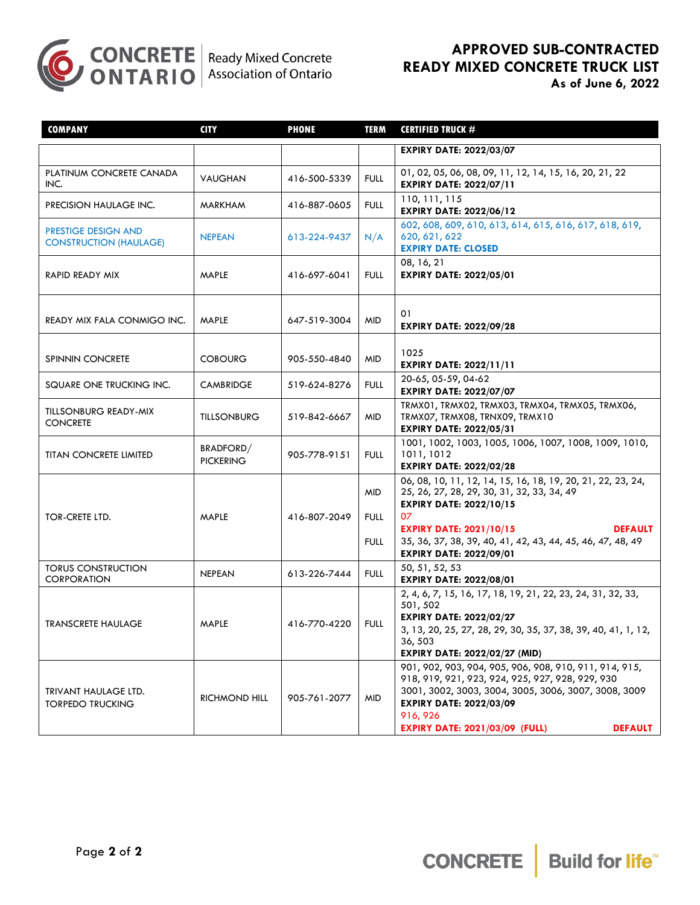**APPROVED SUB-CONTRACTED READY MIXED CONCRETE TRUCK LIST**
**As of June 6, 2022**

| COMPANY | CITY | PHONE | TERM | CERTIFIED TRUCK # |
|---|---|---|---|---|
| | | | | **EXPIRY DATE: 2022/03/07** |
| PLATINUM CONCRETE CANADA INC. | VAUGHAN | 416-500-5339 | FULL | 01, 02, 05, 06, 08, 09, 11, 12, 14, 15, 16, 20, 21, 22 **EXPIRY DATE: 2022/07/11** |
| PRECISION HAULAGE INC. | MARKHAM | 416-887-0605 | FULL | 110, 111, 115 **EXPIRY DATE: 2022/06/12** |
| PRESTIGE DESIGN AND CONSTRUCTION (HAULAGE) | NEPEAN | 613-224-9437 | N/A | 602, 608, 609, 610, 613, 614, 615, 616, 617, 618, 619, 620, 621, 622 **EXPIRY DATE: CLOSED** |
| RAPID READY MIX | MAPLE | 416-697-6041 | FULL | 08, 16, 21 **EXPIRY DATE: 2022/05/01** |
| READY MIX FALA CONMIGO INC. | MAPLE | 647-519-3004 | MID | 01 **EXPIRY DATE: 2022/09/28** |
| SPINNIN CONCRETE | COBOURG | 905-550-4840 | MID | 1025 **EXPIRY DATE: 2022/11/11** |
| SQUARE ONE TRUCKING INC. | CAMBRIDGE | 519-624-8276 | FULL | 20-65, 05-59, 04-62 **EXPIRY DATE: 2022/07/07** |
| TILLSONBURG READY-MIX CONCRETE | TILLSONBURG | 519-842-6667 | MID | TRMX01, TRMX02, TRMX03, TRMX04, TRMX05, TRMX06, TRMX07, TRMX08, TRNX09, TRMX10 **EXPIRY DATE: 2022/05/31** |
| TITAN CONCRETE LIMITED | BRADFORD/ PICKERING | 905-778-9151 | FULL | 1001, 1002, 1003, 1005, 1006, 1007, 1008, 1009, 1010, 1011, 1012 **EXPIRY DATE: 2022/02/28** |
| TOR-CRETE LTD. | MAPLE | 416-807-2049 | MID | 06, 08, 10, 11, 12, 14, 15, 16, 18, 19, 20, 21, 22, 23, 24, 25, 26, 27, 28, 29, 30, 31, 32, 33, 34, 49 **EXPIRY DATE: 2022/10/15** |
| | | | FULL | 07 **EXPIRY DATE: 2021/10/15** **DEFAULT** |
| | | | FULL | 35, 36, 37, 38, 39, 40, 41, 42, 43, 44, 45, 46, 47, 48, 49 **EXPIRY DATE: 2022/09/01** |
| TORUS CONSTRUCTION CORPORATION | NEPEAN | 613-226-7444 | FULL | 50, 51, 52, 53 **EXPIRY DATE: 2022/08/01** |
| TRANSCRETE HAULAGE | MAPLE | 416-770-4220 | FULL | 2, 4, 6, 7, 15, 16, 17, 18, 19, 21, 22, 23, 24, 31, 32, 33, 501, 502 **EXPIRY DATE: 2022/02/27** 3, 13, 20, 25, 27, 28, 29, 30, 35, 37, 38, 39, 40, 41, 1, 12, 36, 503 **EXPIRY DATE: 2022/02/27 (MID)** |
| TRIVANT HAULAGE LTD. TORPEDO TRUCKING | RICHMOND HILL | 905-761-2077 | MID | 901, 902, 903, 904, 905, 906, 908, 910, 911, 914, 915, 918, 919, 921, 923, 924, 925, 927, 928, 929, 930 3001, 3002, 3003, 3004, 3005, 3006, 3007, 3008, 3009 **EXPIRY DATE: 2022/03/09** 916, 926 **EXPIRY DATE: 2021/03/09 (FULL)** **DEFAULT** |